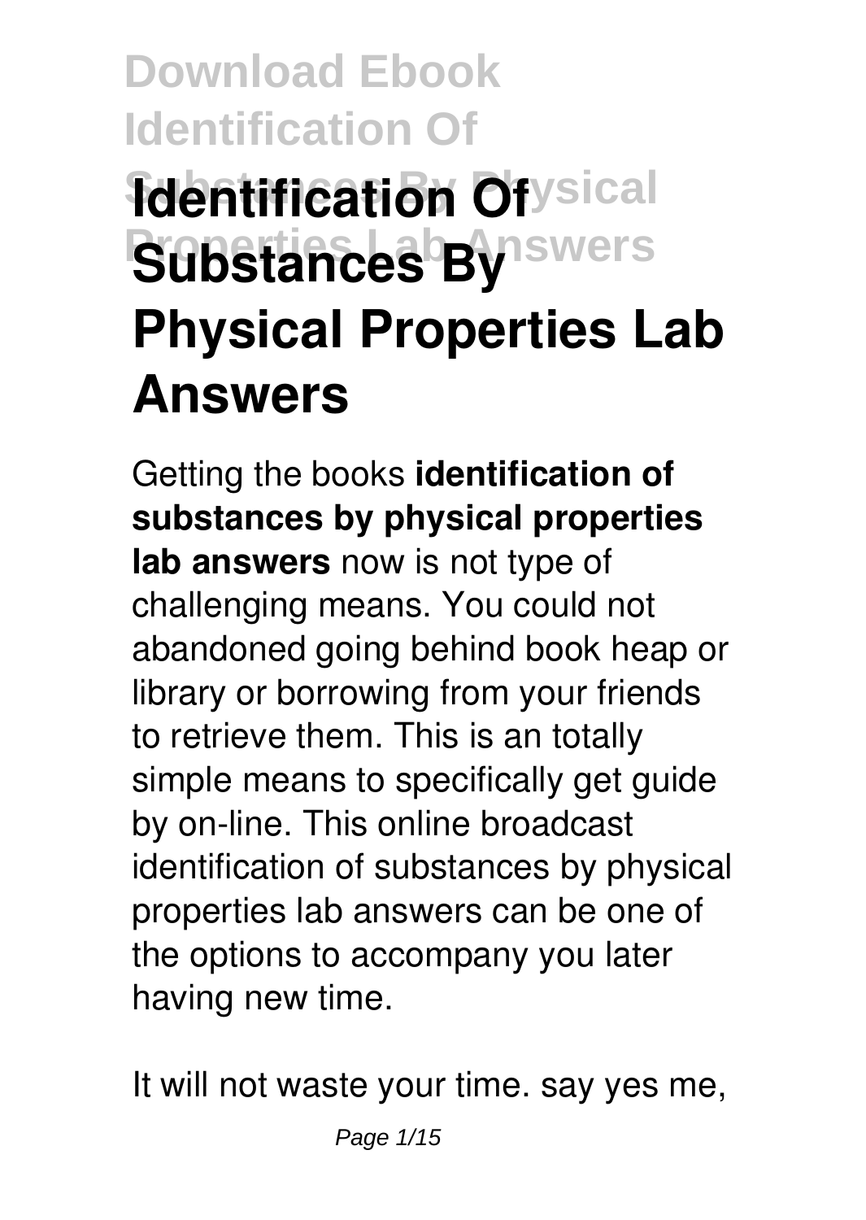# Identification Of Substances By Physical Properties Lab Answers

Getting the books **identification of substances by physical properties lab answers** now is not type of challenging means. You could not abandoned going behind book heap or library or borrowing from your friends to retrieve them. This is an totally simple means to specifically get guide by on-line. This online broadcast identification of substances by physical properties lab answers can be one of the options to accompany you later having new time.

It will not waste your time. say yes me,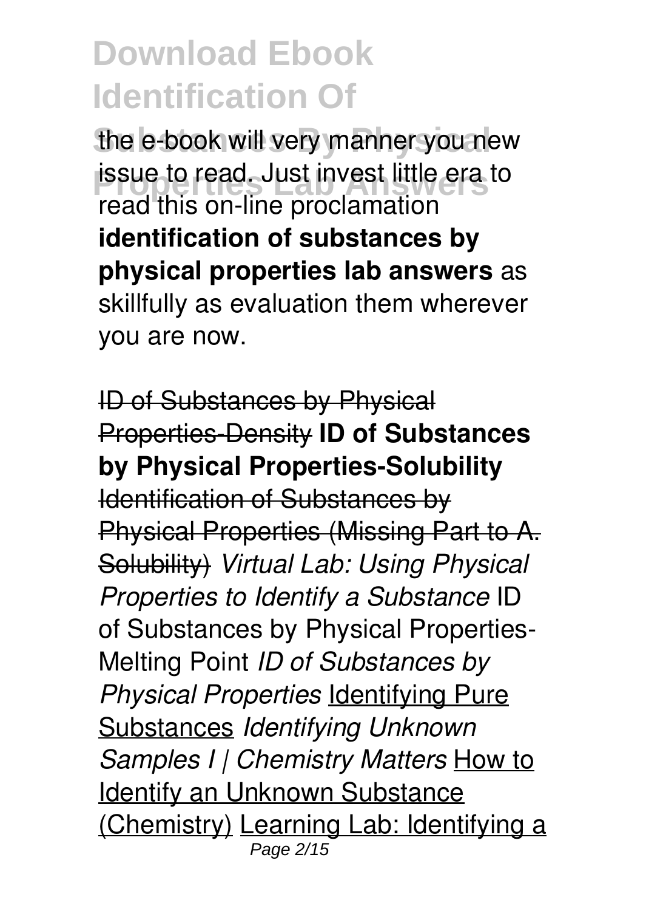the e-book will very manner you new issue to read. Just invest little era to read this on-line proclamation **identification of substances by physical properties lab answers** as skillfully as evaluation them wherever you are now.

~~ID of Substances by Physical Properties-Density~~ **ID of Substances by Physical Properties-Solubility** ~~Identification of Substances by Physical Properties (Missing Part to A. Solubility)~~ *Virtual Lab: Using Physical Properties to Identify a Substance* ID of Substances by Physical Properties-Melting Point *ID of Substances by Physical Properties* Identifying Pure Substances *Identifying Unknown Samples I | Chemistry Matters* How to Identify an Unknown Substance (Chemistry) Learning Lab: Identifying a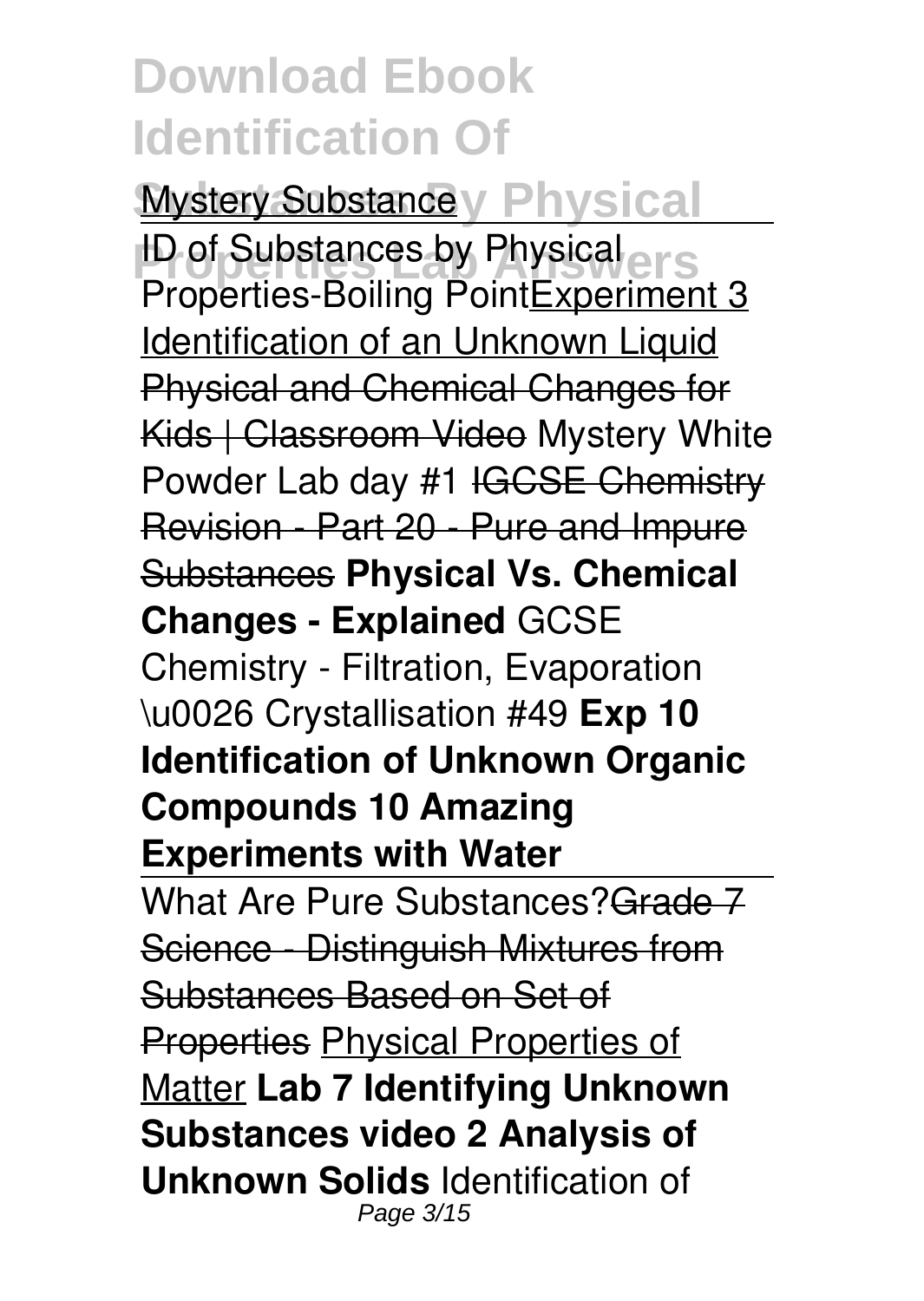Mystery Substance

ID of Substances by Physical Properties-Boiling Point Experiment 3 Identification of an Unknown Liquid Physical and Chemical Changes for Kids | Classroom Video Mystery White Powder Lab day #1 IGCSE Chemistry Revision - Part 20 - Pure and Impure Substances **Physical Vs. Chemical Changes - Explained** GCSE Chemistry - Filtration, Evaporation \u0026 Crystallisation #49 **Exp 10 Identification of Unknown Organic Compounds 10 Amazing Experiments with Water**

What Are Pure Substances? Grade 7 Science - Distinguish Mixtures from Substances Based on Set of Properties Physical Properties of Matter **Lab 7 Identifying Unknown Substances video 2 Analysis of Unknown Solids** Identification of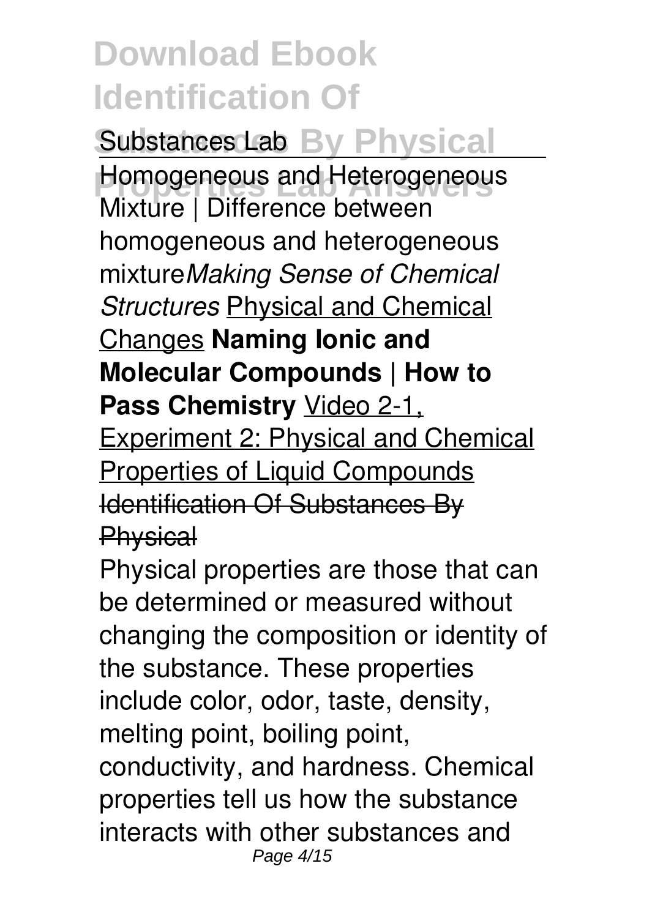# Download Ebook Identification Of Substances By Physical Properties Lab Answers

Substances Lab

Homogeneous and Heterogeneous Mixture | Difference between homogeneous and heterogeneous mixture*Making Sense of Chemical Structures* Physical and Chemical Changes **Naming Ionic and Molecular Compounds | How to Pass Chemistry** Video 2-1, Experiment 2: Physical and Chemical Properties of Liquid Compounds ~~Identification Of Substances By Physical~~

Physical properties are those that can be determined or measured without changing the composition or identity of the substance. These properties include color, odor, taste, density, melting point, boiling point, conductivity, and hardness. Chemical properties tell us how the substance interacts with other substances and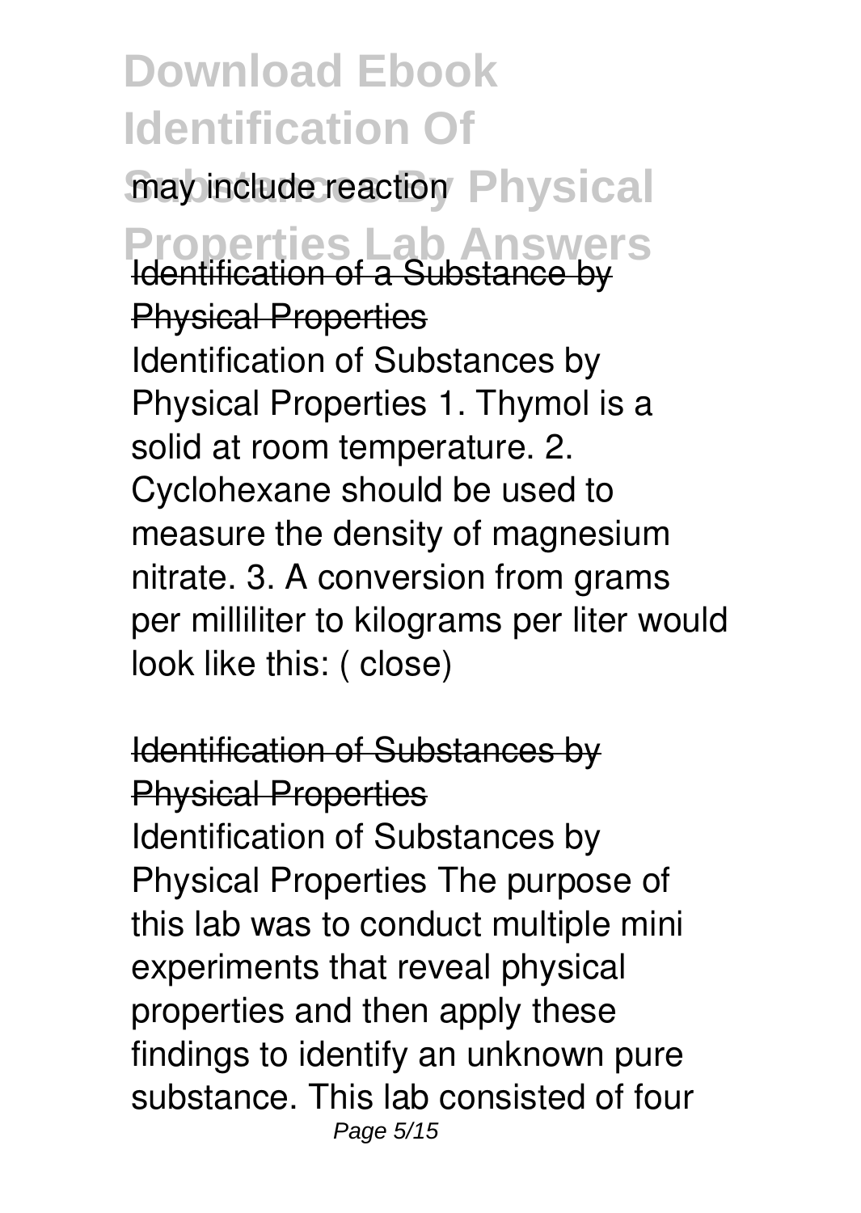may include reaction

Identification of a Substance by Physical Properties

Identification of Substances by Physical Properties 1. Thymol is a solid at room temperature. 2. Cyclohexane should be used to measure the density of magnesium nitrate. 3. A conversion from grams per milliliter to kilograms per liter would look like this: ( close)

Identification of Substances by Physical Properties

Identification of Substances by Physical Properties The purpose of this lab was to conduct multiple mini experiments that reveal physical properties and then apply these findings to identify an unknown pure substance. This lab consisted of four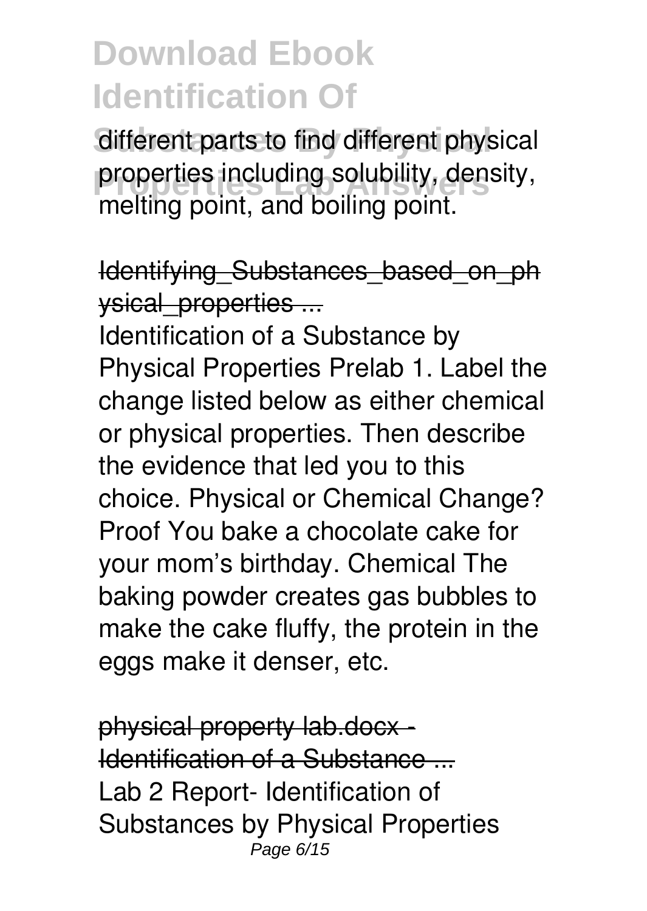different parts to find different physical properties including solubility, density, melting point, and boiling point.

Identifying_Substances_based_on_physical_properties ...

Identification of a Substance by Physical Properties Prelab 1. Label the change listed below as either chemical or physical properties. Then describe the evidence that led you to this choice. Physical or Chemical Change? Proof You bake a chocolate cake for your mom's birthday. Chemical The baking powder creates gas bubbles to make the cake fluffy, the protein in the eggs make it denser, etc.

physical property lab.docx - Identification of a Substance ...

Lab 2 Report- Identification of Substances by Physical Properties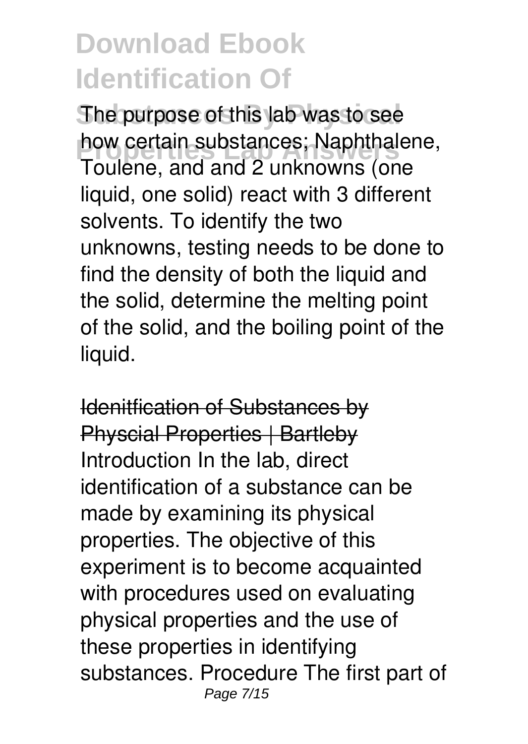The purpose of this lab was to see how certain substances; Naphthalene, Toulene, and and 2 unknowns (one liquid, one solid) react with 3 different solvents. To identify the two unknowns, testing needs to be done to find the density of both the liquid and the solid, determine the melting point of the solid, and the boiling point of the liquid.

Idenitfication of Substances by Physcial Properties | Bartleby

Introduction In the lab, direct identification of a substance can be made by examining its physical properties. The objective of this experiment is to become acquainted with procedures used on evaluating physical properties and the use of these properties in identifying substances. Procedure The first part of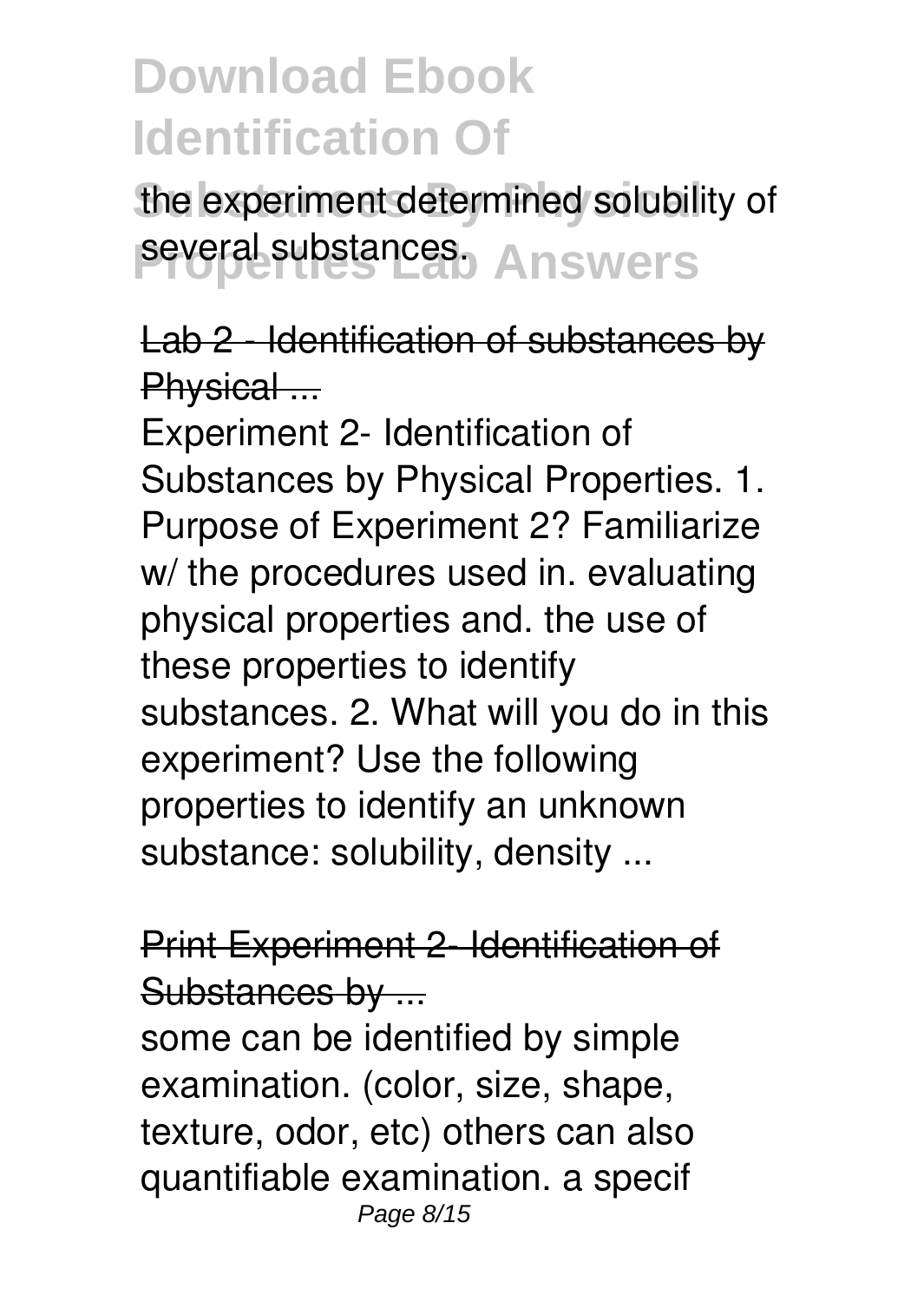the experiment determined solubility of several substances.

Lab 2 - Identification of substances by Physical ...

Experiment 2- Identification of Substances by Physical Properties. 1. Purpose of Experiment 2? Familiarize w/ the procedures used in. evaluating physical properties and. the use of these properties to identify substances. 2. What will you do in this experiment? Use the following properties to identify an unknown substance: solubility, density ...

Print Experiment 2- Identification of Substances by ...

some can be identified by simple examination. (color, size, shape, texture, odor, etc) others can also quantifiable examination. a specif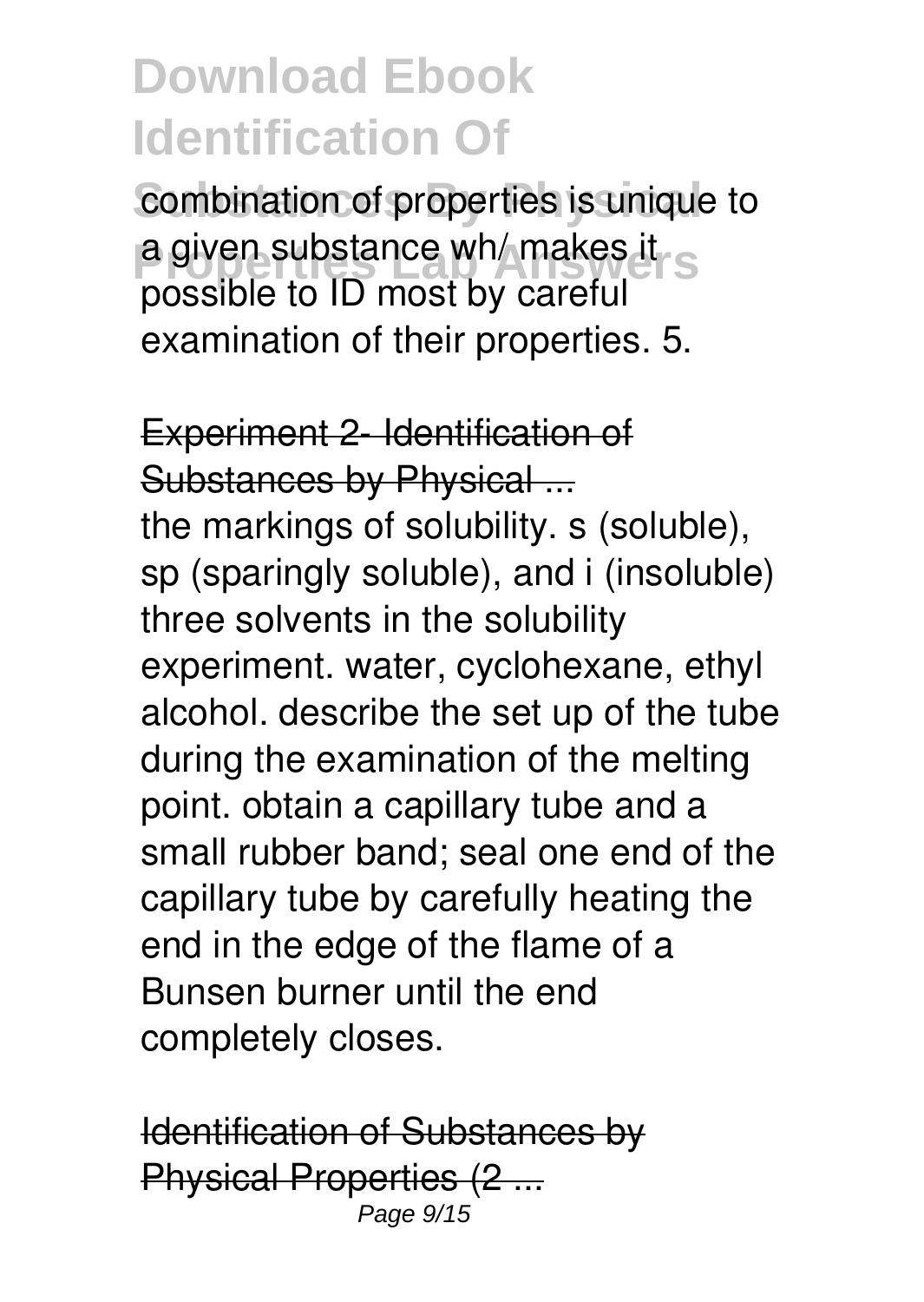combination of properties is unique to a given substance wh/ makes it possible to ID most by careful examination of their properties. 5.

## Experiment 2- Identification of Substances by Physical ...

the markings of solubility. s (soluble), sp (sparingly soluble), and i (insoluble) three solvents in the solubility experiment. water, cyclohexane, ethyl alcohol. describe the set up of the tube during the examination of the melting point. obtain a capillary tube and a small rubber band; seal one end of the capillary tube by carefully heating the end in the edge of the flame of a Bunsen burner until the end completely closes.

## Identification of Substances by Physical Properties (2 ...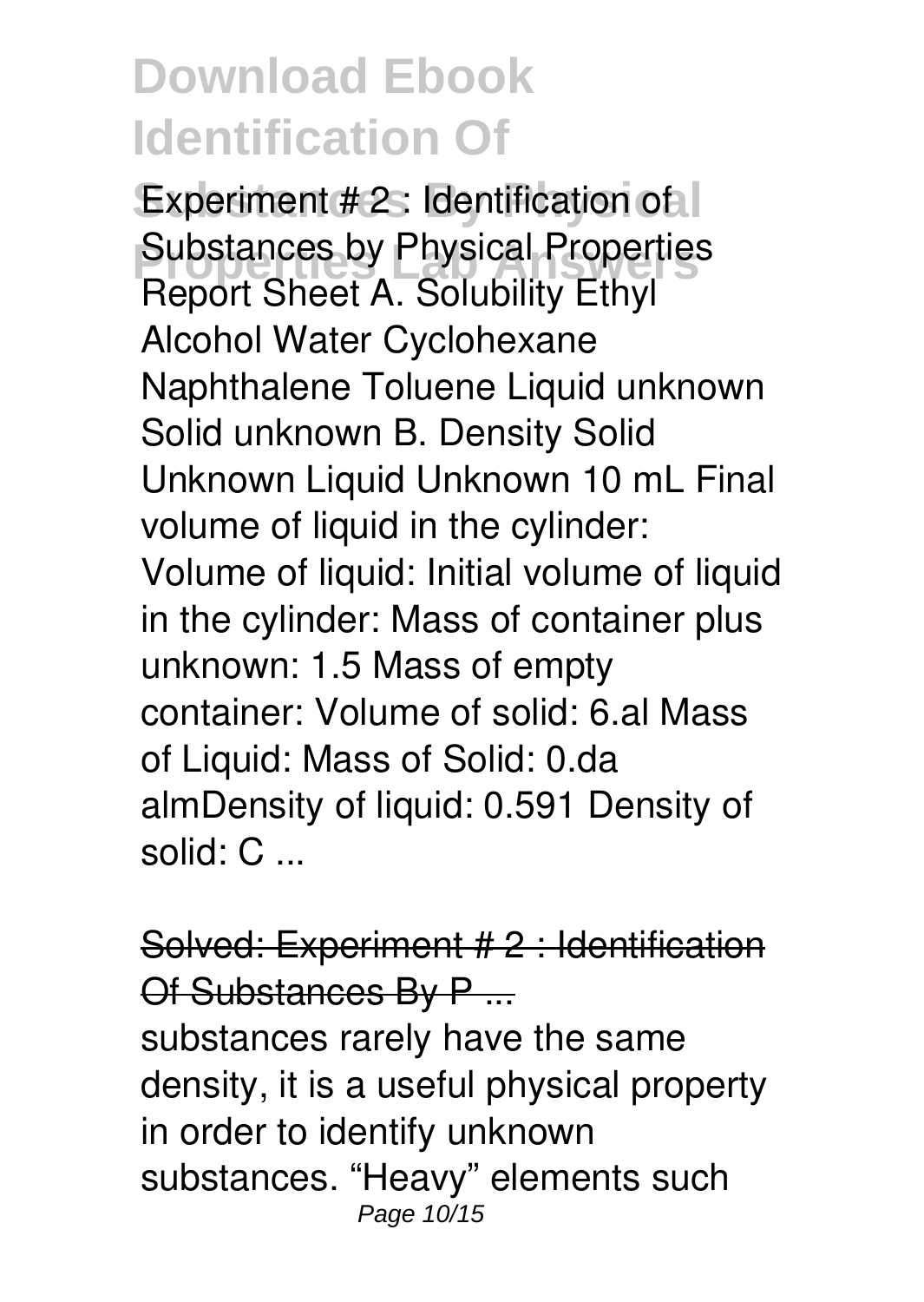Experiment # 2 : Identification of Substances by Physical Properties Report Sheet A. Solubility Ethyl Alcohol Water Cyclohexane Naphthalene Toluene Liquid unknown Solid unknown B. Density Solid Unknown Liquid Unknown 10 mL Final volume of liquid in the cylinder: Volume of liquid: Initial volume of liquid in the cylinder: Mass of container plus unknown: 1.5 Mass of empty container: Volume of solid: 6.al Mass of Liquid: Mass of Solid: 0.da almDensity of liquid: 0.591 Density of solid: C ...

## Solved: Experiment # 2 : Identification Of Substances By P ...

substances rarely have the same density, it is a useful physical property in order to identify unknown substances. "Heavy" elements such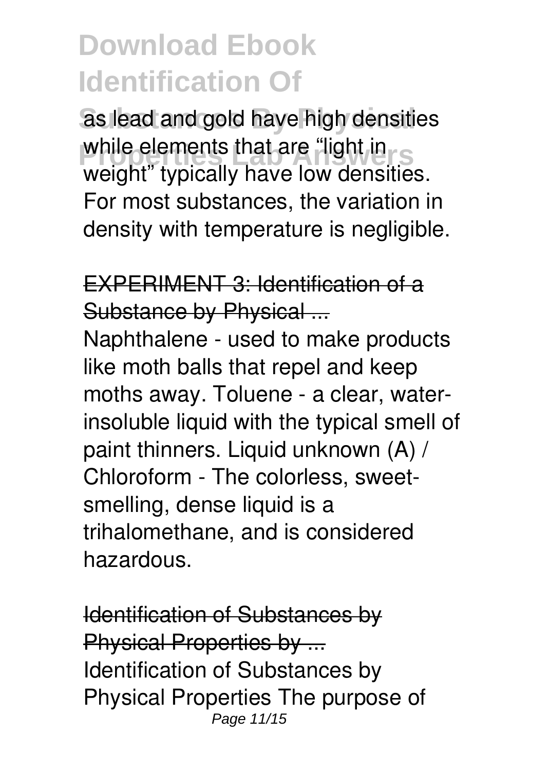as lead and gold have high densities while elements that are "light in weight" typically have low densities. For most substances, the variation in density with temperature is negligible.

EXPERIMENT 3: Identification of a Substance by Physical ...

Naphthalene - used to make products like moth balls that repel and keep moths away. Toluene - a clear, water-insoluble liquid with the typical smell of paint thinners. Liquid unknown (A) / Chloroform - The colorless, sweet-smelling, dense liquid is a trihalomethane, and is considered hazardous.

Identification of Substances by Physical Properties by ...

Identification of Substances by Physical Properties The purpose of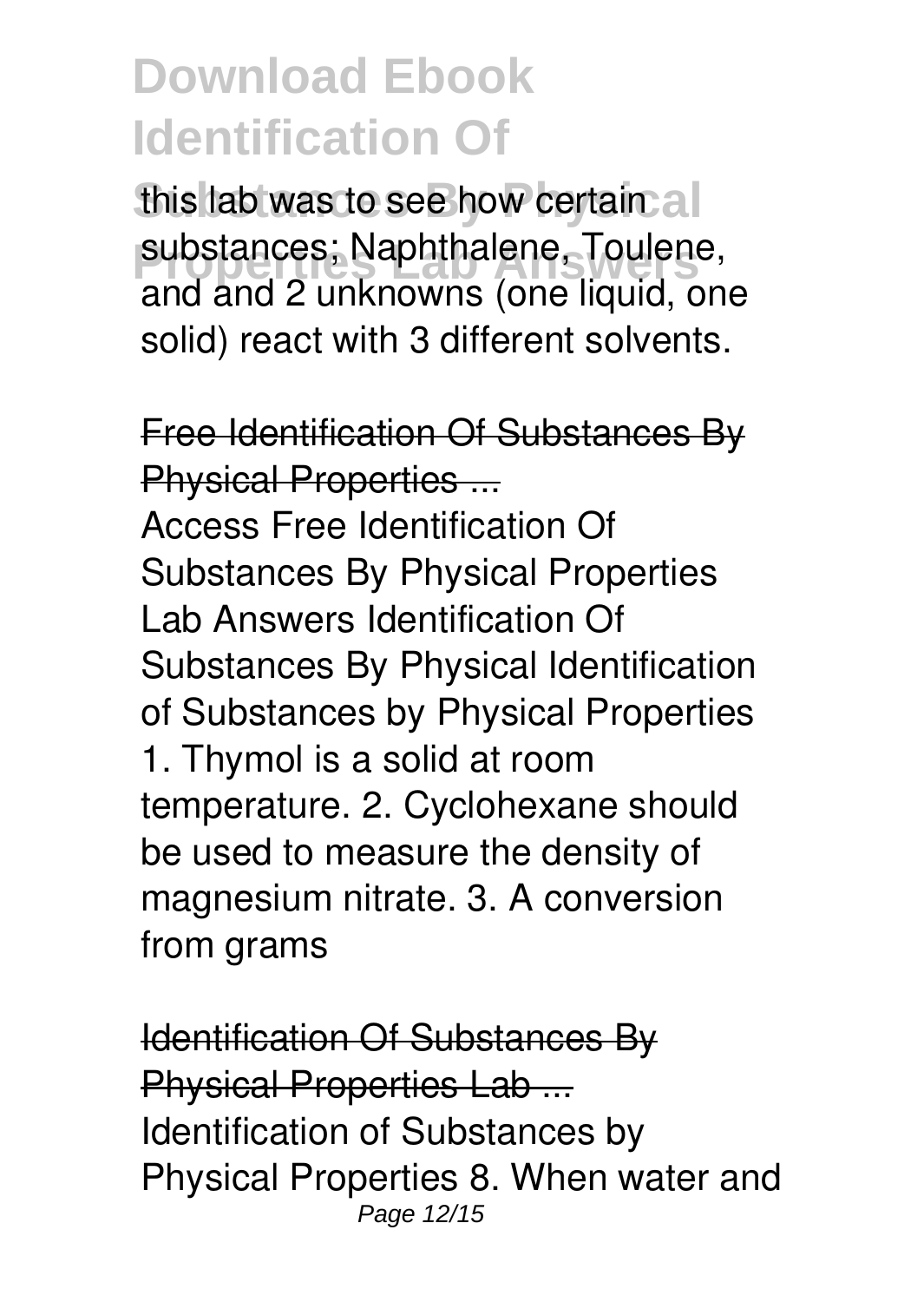this lab was to see how certain substances; Naphthalene, Toulene, and and 2 unknowns (one liquid, one solid) react with 3 different solvents.

## Free Identification Of Substances By Physical Properties ...

Access Free Identification Of Substances By Physical Properties Lab Answers Identification Of Substances By Physical Identification of Substances by Physical Properties 1. Thymol is a solid at room temperature. 2. Cyclohexane should be used to measure the density of magnesium nitrate. 3. A conversion from grams

## Identification Of Substances By Physical Properties Lab ...

Identification of Substances by Physical Properties 8. When water and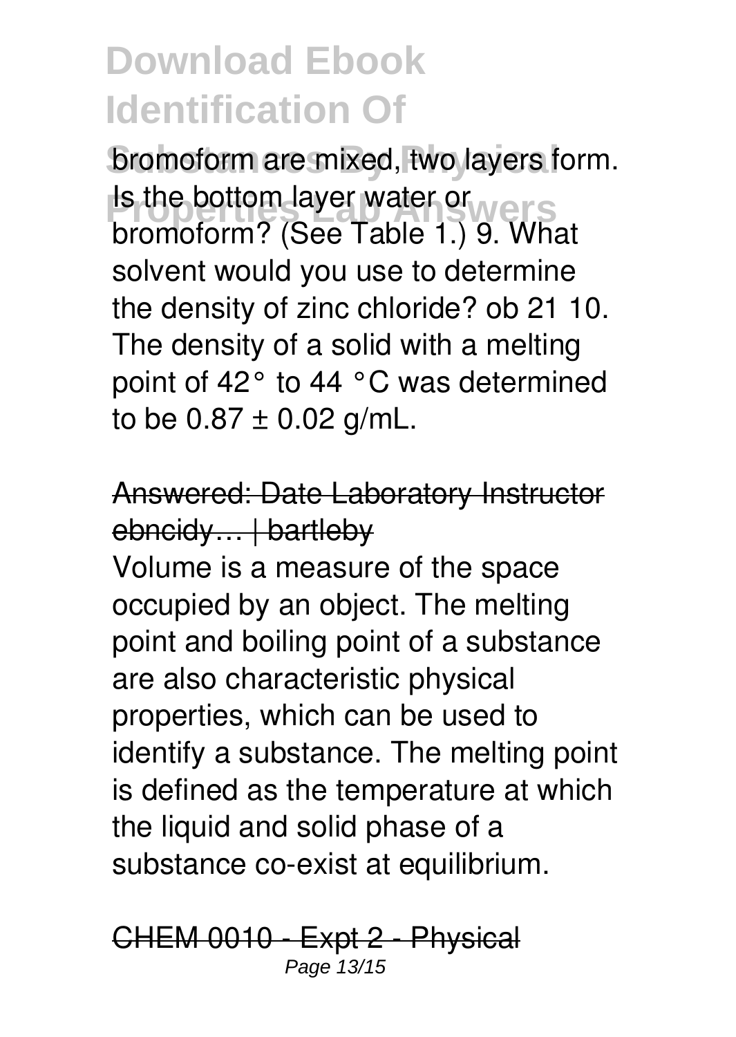# Download Ebook Identification Of Substances By Physical Properties Lab Answers

bromoform are mixed, two layers form. Is the bottom layer water or bromoform? (See Table 1.) 9. What solvent would you use to determine the density of zinc chloride? ob 21 10. The density of a solid with a melting point of 42° to 44 °C was determined to be 0.87 ± 0.02 g/mL.

## Answered: Date Laboratory Instructor ebncidy… | bartleby

Volume is a measure of the space occupied by an object. The melting point and boiling point of a substance are also characteristic physical properties, which can be used to identify a substance. The melting point is defined as the temperature at which the liquid and solid phase of a substance co-exist at equilibrium.

## CHEM 0010 - Expt 2 - Physical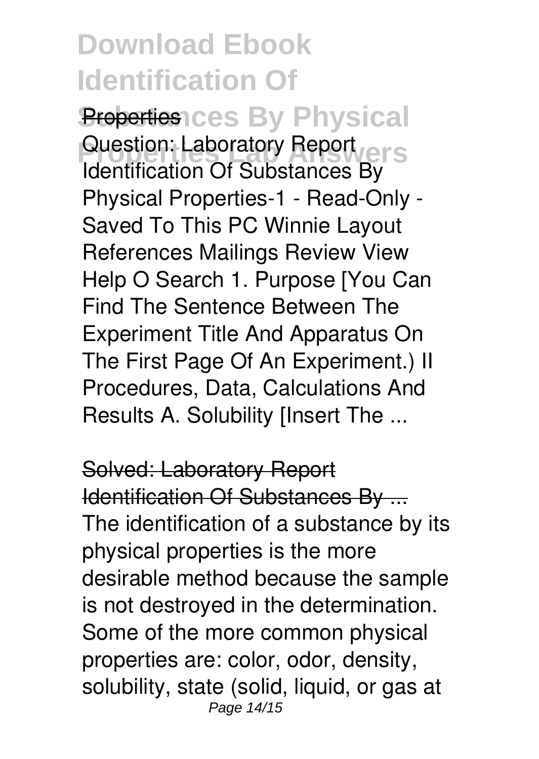Question: Laboratory Report Identification Of Substances By Physical Properties-1 - Read-Only - Saved To This PC Winnie Layout References Mailings Review View Help O Search 1. Purpose [You Can Find The Sentence Between The Experiment Title And Apparatus On The First Page Of An Experiment.) II Procedures, Data, Calculations And Results A. Solubility [Insert The ...

## Solved: Laboratory Report Identification Of Substances By ...

The identification of a substance by its physical properties is the more desirable method because the sample is not destroyed in the determination. Some of the more common physical properties are: color, odor, density, solubility, state (solid, liquid, or gas at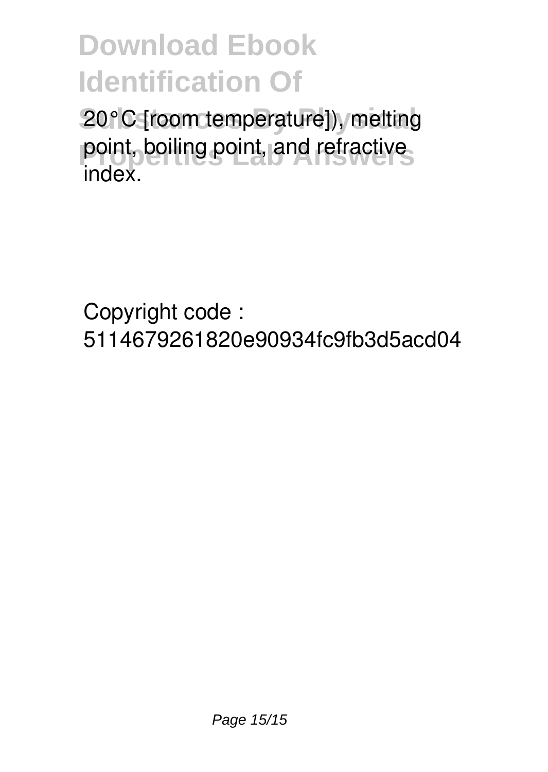20°C [room temperature]), melting point, boiling point, and refractive index.

Copyright code : 5114679261820e90934fc9fb3d5acd04